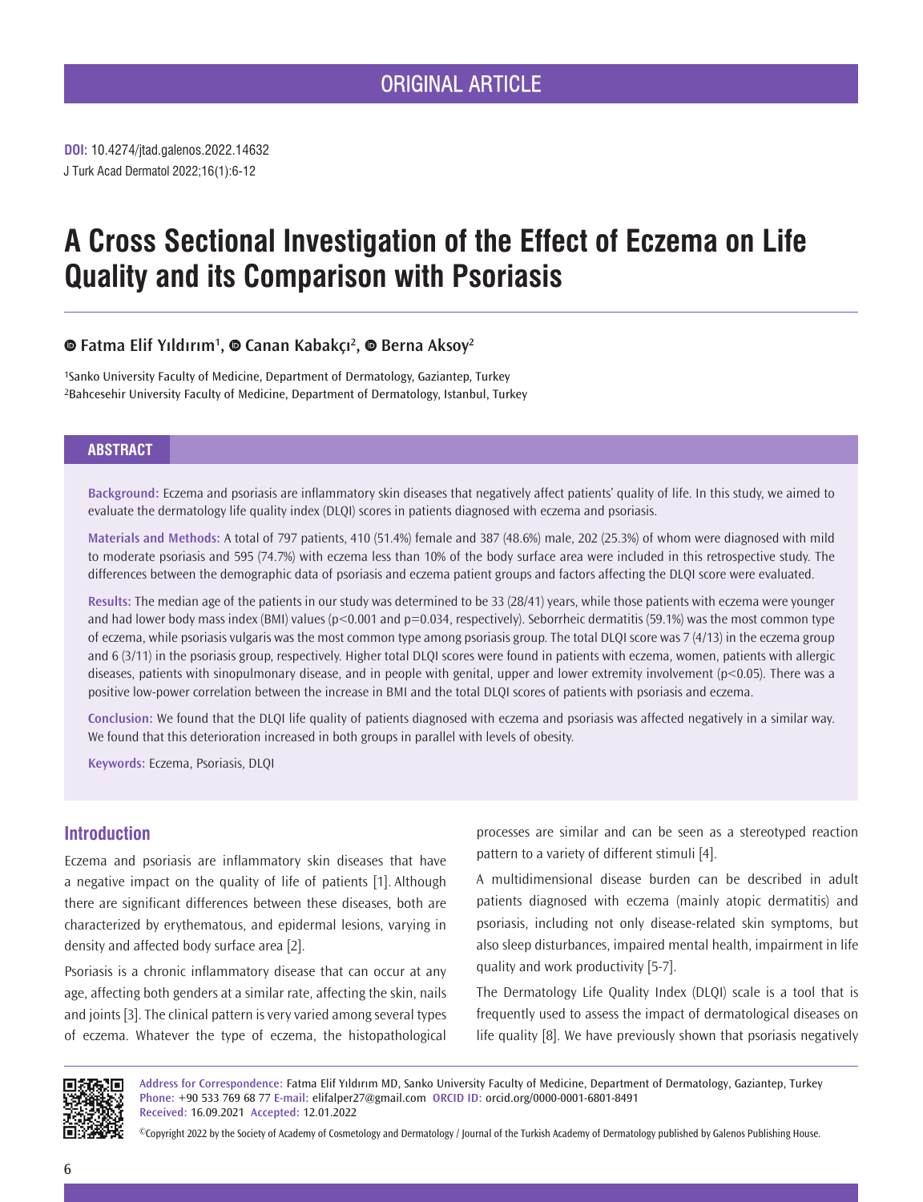ORIGINAL ARTICLE

**DOI:** 10.4274/jtad.galenos.2022.14632

J Turk Acad Dermatol 2022;16(1):6-12

# A Cross Sectional Investigation of the Effect of Eczema on Life Quality and its Comparison with Psoriasis

**Fatma Elif Yıldırım[1], Canan Kabakçı[2], Berna Aksoy[2]**

[1]Sanko University Faculty of Medicine, Department of Dermatology, Gaziantep, Turkey
[2]Bahcesehir University Faculty of Medicine, Department of Dermatology, Istanbul, Turkey

## ABSTRACT

**Background:** Eczema and psoriasis are inflammatory skin diseases that negatively affect patients' quality of life. In this study, we aimed to evaluate the dermatology life quality index (DLQI) scores in patients diagnosed with eczema and psoriasis.

**Materials and Methods:** A total of 797 patients, 410 (51.4%) female and 387 (48.6%) male, 202 (25.3%) of whom were diagnosed with mild to moderate psoriasis and 595 (74.7%) with eczema less than 10% of the body surface area were included in this retrospective study. The differences between the demographic data of psoriasis and eczema patient groups and factors affecting the DLQI score were evaluated.

**Results:** The median age of the patients in our study was determined to be 33 (28/41) years, while those patients with eczema were younger and had lower body mass index (BMI) values ($p<0.001$ and $p=0.034$, respectively). Seborrheic dermatitis (59.1%) was the most common type of eczema, while psoriasis vulgaris was the most common type among psoriasis group. The total DLQI score was 7 (4/13) in the eczema group and 6 (3/11) in the psoriasis group, respectively. Higher total DLQI scores were found in patients with eczema, women, patients with allergic diseases, patients with sinopulmonary disease, and in people with genital, upper and lower extremity involvement ($p<0.05$). There was a positive low-power correlation between the increase in BMI and the total DLQI scores of patients with psoriasis and eczema.

**Conclusion:** We found that the DLQI life quality of patients diagnosed with eczema and psoriasis was affected negatively in a similar way. We found that this deterioration increased in both groups in parallel with levels of obesity.

**Keywords:** Eczema, Psoriasis, DLQI

## Introduction

Eczema and psoriasis are inflammatory skin diseases that have a negative impact on the quality of life of patients [1]. Although there are significant differences between these diseases, both are characterized by erythematous, and epidermal lesions, varying in density and affected body surface area [2].

Psoriasis is a chronic inflammatory disease that can occur at any age, affecting both genders at a similar rate, affecting the skin, nails and joints [3]. The clinical pattern is very varied among several types of eczema. Whatever the type of eczema, the histopathological processes are similar and can be seen as a stereotyped reaction pattern to a variety of different stimuli [4].

A multidimensional disease burden can be described in adult patients diagnosed with eczema (mainly atopic dermatitis) and psoriasis, including not only disease-related skin symptoms, but also sleep disturbances, impaired mental health, impairment in life quality and work productivity [5-7].

The Dermatology Life Quality Index (DLQI) scale is a tool that is frequently used to assess the impact of dermatological diseases on life quality [8]. We have previously shown that psoriasis negatively

**Address for Correspondence:** Fatma Elif Yıldırım MD, Sanko University Faculty of Medicine, Department of Dermatology, Gaziantep, Turkey
**Phone:** +90 533 769 68 77 **E-mail:** elifalper27@gmail.com **ORCID ID:** orcid.org/0000-0001-6801-8491
**Received:** 16.09.2021 **Accepted:** 12.01.2022

©Copyright 2022 by the Society of Academy of Cosmetology and Dermatology / Journal of the Turkish Academy of Dermatology published by Galenos Publishing House.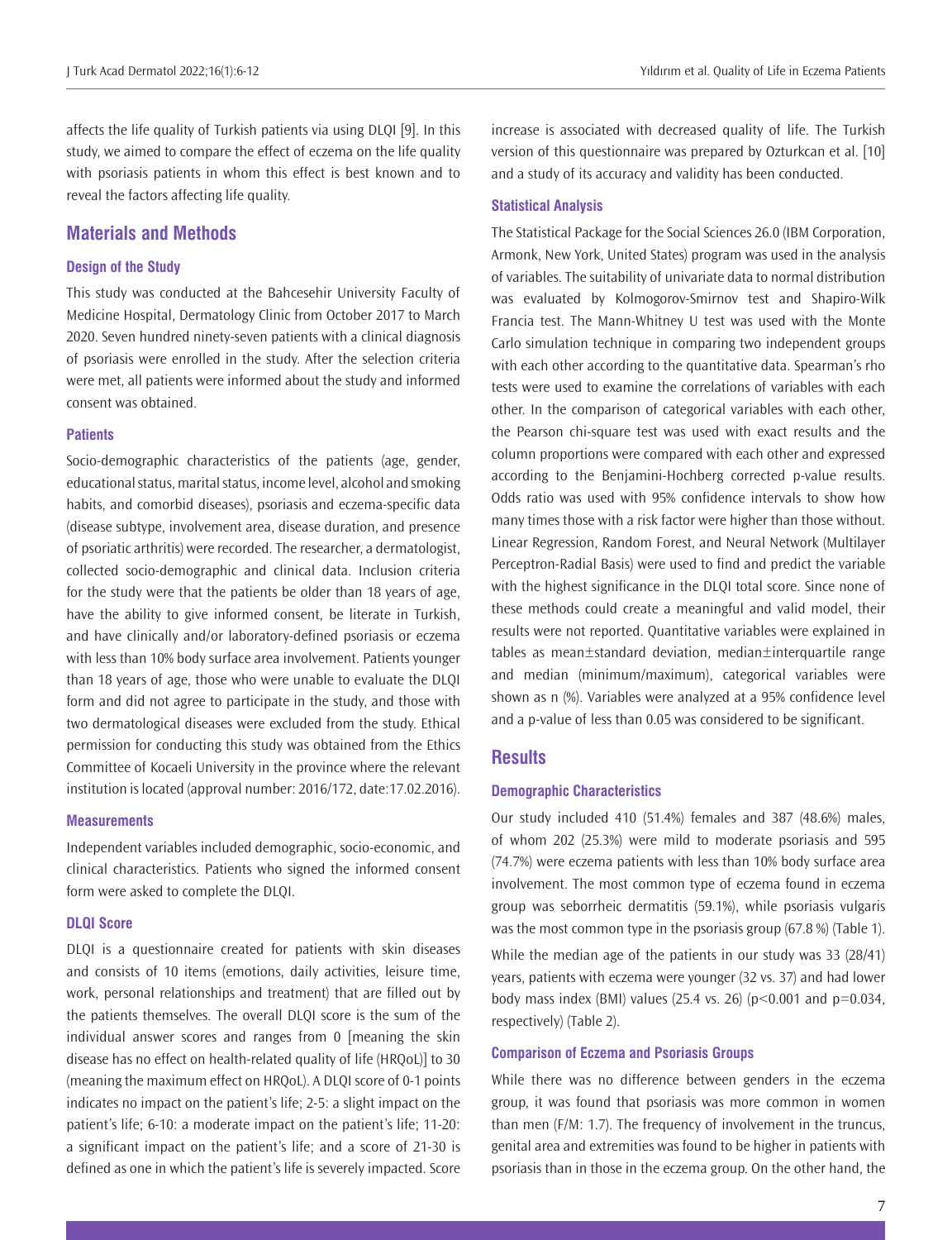affects the life quality of Turkish patients via using DLQI [9]. In this study, we aimed to compare the effect of eczema on the life quality with psoriasis patients in whom this effect is best known and to reveal the factors affecting life quality.

## Materials and Methods

### Design of the Study

This study was conducted at the Bahcesehir University Faculty of Medicine Hospital, Dermatology Clinic from October 2017 to March 2020. Seven hundred ninety-seven patients with a clinical diagnosis of psoriasis were enrolled in the study. After the selection criteria were met, all patients were informed about the study and informed consent was obtained.

### Patients

Socio-demographic characteristics of the patients (age, gender, educational status, marital status, income level, alcohol and smoking habits, and comorbid diseases), psoriasis and eczema-specific data (disease subtype, involvement area, disease duration, and presence of psoriatic arthritis) were recorded. The researcher, a dermatologist, collected socio-demographic and clinical data. Inclusion criteria for the study were that the patients be older than 18 years of age, have the ability to give informed consent, be literate in Turkish, and have clinically and/or laboratory-defined psoriasis or eczema with less than 10% body surface area involvement. Patients younger than 18 years of age, those who were unable to evaluate the DLQI form and did not agree to participate in the study, and those with two dermatological diseases were excluded from the study. Ethical permission for conducting this study was obtained from the Ethics Committee of Kocaeli University in the province where the relevant institution is located (approval number: 2016/172, date:17.02.2016).

### Measurements

Independent variables included demographic, socio-economic, and clinical characteristics. Patients who signed the informed consent form were asked to complete the DLQI.

### DLQI Score

DLQI is a questionnaire created for patients with skin diseases and consists of 10 items (emotions, daily activities, leisure time, work, personal relationships and treatment) that are filled out by the patients themselves. The overall DLQI score is the sum of the individual answer scores and ranges from 0 [meaning the skin disease has no effect on health-related quality of life (HRQoL)] to 30 (meaning the maximum effect on HRQoL). A DLQI score of 0-1 points indicates no impact on the patient's life; 2-5: a slight impact on the patient's life; 6-10: a moderate impact on the patient's life; 11-20: a significant impact on the patient's life; and a score of 21-30 is defined as one in which the patient's life is severely impacted. Score increase is associated with decreased quality of life. The Turkish version of this questionnaire was prepared by Ozturkcan et al. [10] and a study of its accuracy and validity has been conducted.

### Statistical Analysis

The Statistical Package for the Social Sciences 26.0 (IBM Corporation, Armonk, New York, United States) program was used in the analysis of variables. The suitability of univariate data to normal distribution was evaluated by Kolmogorov-Smirnov test and Shapiro-Wilk Francia test. The Mann-Whitney U test was used with the Monte Carlo simulation technique in comparing two independent groups with each other according to the quantitative data. Spearman's rho tests were used to examine the correlations of variables with each other. In the comparison of categorical variables with each other, the Pearson chi-square test was used with exact results and the column proportions were compared with each other and expressed according to the Benjamini-Hochberg corrected p-value results. Odds ratio was used with 95% confidence intervals to show how many times those with a risk factor were higher than those without. Linear Regression, Random Forest, and Neural Network (Multilayer Perceptron-Radial Basis) were used to find and predict the variable with the highest significance in the DLQI total score. Since none of these methods could create a meaningful and valid model, their results were not reported. Quantitative variables were explained in tables as mean±standard deviation, median±interquartile range and median (minimum/maximum), categorical variables were shown as n (%). Variables were analyzed at a 95% confidence level and a p-value of less than 0.05 was considered to be significant.

## Results

### Demographic Characteristics

Our study included 410 (51.4%) females and 387 (48.6%) males, of whom 202 (25.3%) were mild to moderate psoriasis and 595 (74.7%) were eczema patients with less than 10% body surface area involvement. The most common type of eczema found in eczema group was seborrheic dermatitis (59.1%), while psoriasis vulgaris was the most common type in the psoriasis group (67.8 %) (Table 1).

While the median age of the patients in our study was 33 (28/41) years, patients with eczema were younger (32 vs. 37) and had lower body mass index (BMI) values (25.4 vs. 26) ($p<0.001$ and $p=0.034$, respectively) (Table 2).

### Comparison of Eczema and Psoriasis Groups

While there was no difference between genders in the eczema group, it was found that psoriasis was more common in women than men (F/M: 1.7). The frequency of involvement in the truncus, genital area and extremities was found to be higher in patients with psoriasis than in those in the eczema group. On the other hand, the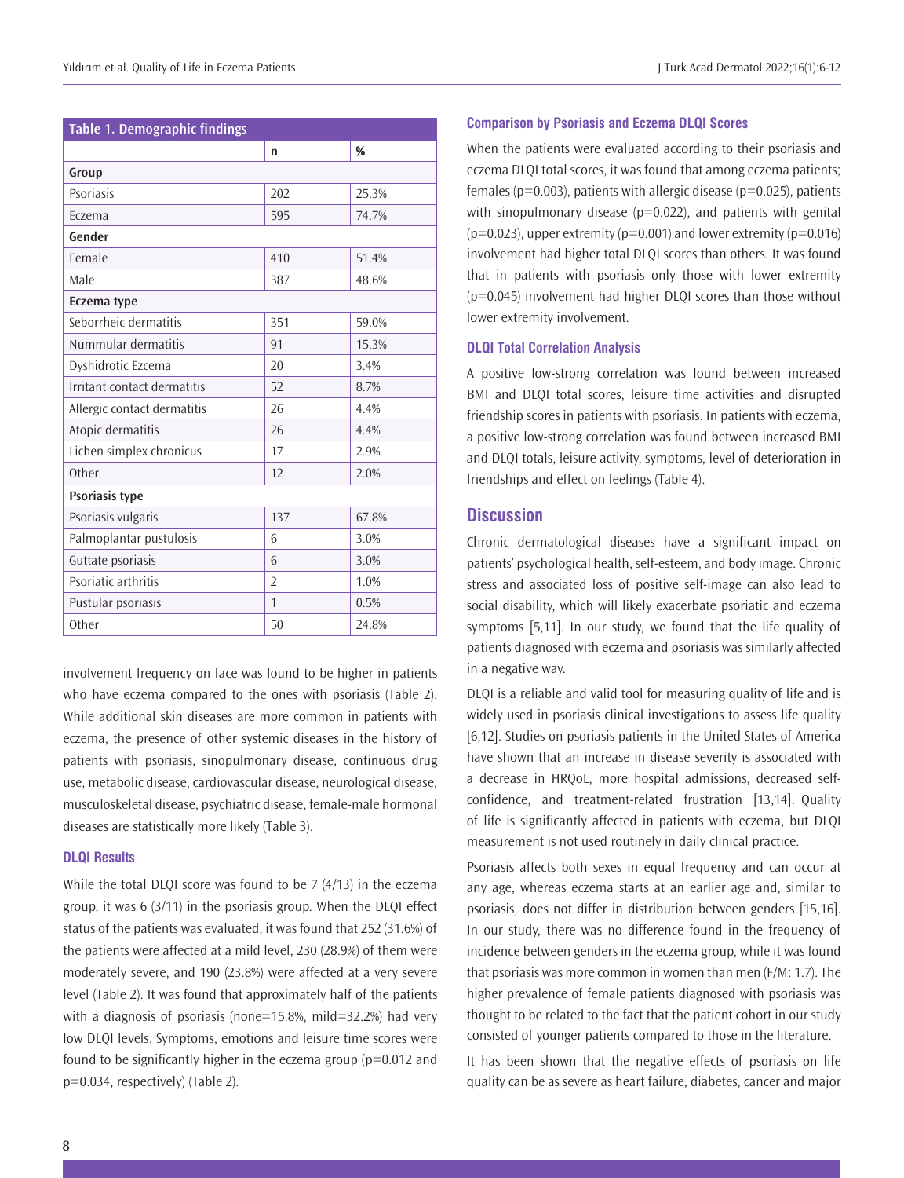**Table 1. Demographic findings**

| | n | % |
|---|---|---|
| **Group** | | |
| Psoriasis | 202 | 25.3% |
| Eczema | 595 | 74.7% |
| **Gender** | | |
| Female | 410 | 51.4% |
| Male | 387 | 48.6% |
| **Eczema type** | | |
| Seborrheic dermatitis | 351 | 59.0% |
| Nummular dermatitis | 91 | 15.3% |
| Dyshidrotic Ezcema | 20 | 3.4% |
| Irritant contact dermatitis | 52 | 8.7% |
| Allergic contact dermatitis | 26 | 4.4% |
| Atopic dermatitis | 26 | 4.4% |
| Lichen simplex chronicus | 17 | 2.9% |
| Other | 12 | 2.0% |
| **Psoriasis type** | | |
| Psoriasis vulgaris | 137 | 67.8% |
| Palmoplantar pustulosis | 6 | 3.0% |
| Guttate psoriasis | 6 | 3.0% |
| Psoriatic arthritis | 2 | 1.0% |
| Pustular psoriasis | 1 | 0.5% |
| Other | 50 | 24.8% |

involvement frequency on face was found to be higher in patients who have eczema compared to the ones with psoriasis (Table 2). While additional skin diseases are more common in patients with eczema, the presence of other systemic diseases in the history of patients with psoriasis, sinopulmonary disease, continuous drug use, metabolic disease, cardiovascular disease, neurological disease, musculoskeletal disease, psychiatric disease, female-male hormonal diseases are statistically more likely (Table 3).

### DLQI Results

While the total DLQI score was found to be 7 (4/13) in the eczema group, it was 6 (3/11) in the psoriasis group. When the DLQI effect status of the patients was evaluated, it was found that 252 (31.6%) of the patients were affected at a mild level, 230 (28.9%) of them were moderately severe, and 190 (23.8%) were affected at a very severe level (Table 2). It was found that approximately half of the patients with a diagnosis of psoriasis (none=15.8%, mild=32.2%) had very low DLQI levels. Symptoms, emotions and leisure time scores were found to be significantly higher in the eczema group ($p=0.012$ and $p=0.034$, respectively) (Table 2).

### Comparison by Psoriasis and Eczema DLQI Scores

When the patients were evaluated according to their psoriasis and eczema DLQI total scores, it was found that among eczema patients; females ($p=0.003$), patients with allergic disease ($p=0.025$), patients with sinopulmonary disease ($p=0.022$), and patients with genital ($p=0.023$), upper extremity ($p=0.001$) and lower extremity ($p=0.016$) involvement had higher total DLQI scores than others. It was found that in patients with psoriasis only those with lower extremity ($p=0.045$) involvement had higher DLQI scores than those without lower extremity involvement.

### DLQI Total Correlation Analysis

A positive low-strong correlation was found between increased BMI and DLQI total scores, leisure time activities and disrupted friendship scores in patients with psoriasis. In patients with eczema, a positive low-strong correlation was found between increased BMI and DLQI totals, leisure activity, symptoms, level of deterioration in friendships and effect on feelings (Table 4).

## Discussion

Chronic dermatological diseases have a significant impact on patients' psychological health, self-esteem, and body image. Chronic stress and associated loss of positive self-image can also lead to social disability, which will likely exacerbate psoriatic and eczema symptoms [5,11]. In our study, we found that the life quality of patients diagnosed with eczema and psoriasis was similarly affected in a negative way.

DLQI is a reliable and valid tool for measuring quality of life and is widely used in psoriasis clinical investigations to assess life quality [6,12]. Studies on psoriasis patients in the United States of America have shown that an increase in disease severity is associated with a decrease in HRQoL, more hospital admissions, decreased self-confidence, and treatment-related frustration [13,14]. Quality of life is significantly affected in patients with eczema, but DLQI measurement is not used routinely in daily clinical practice.

Psoriasis affects both sexes in equal frequency and can occur at any age, whereas eczema starts at an earlier age and, similar to psoriasis, does not differ in distribution between genders [15,16]. In our study, there was no difference found in the frequency of incidence between genders in the eczema group, while it was found that psoriasis was more common in women than men (F/M: 1.7). The higher prevalence of female patients diagnosed with psoriasis was thought to be related to the fact that the patient cohort in our study consisted of younger patients compared to those in the literature.

It has been shown that the negative effects of psoriasis on life quality can be as severe as heart failure, diabetes, cancer and major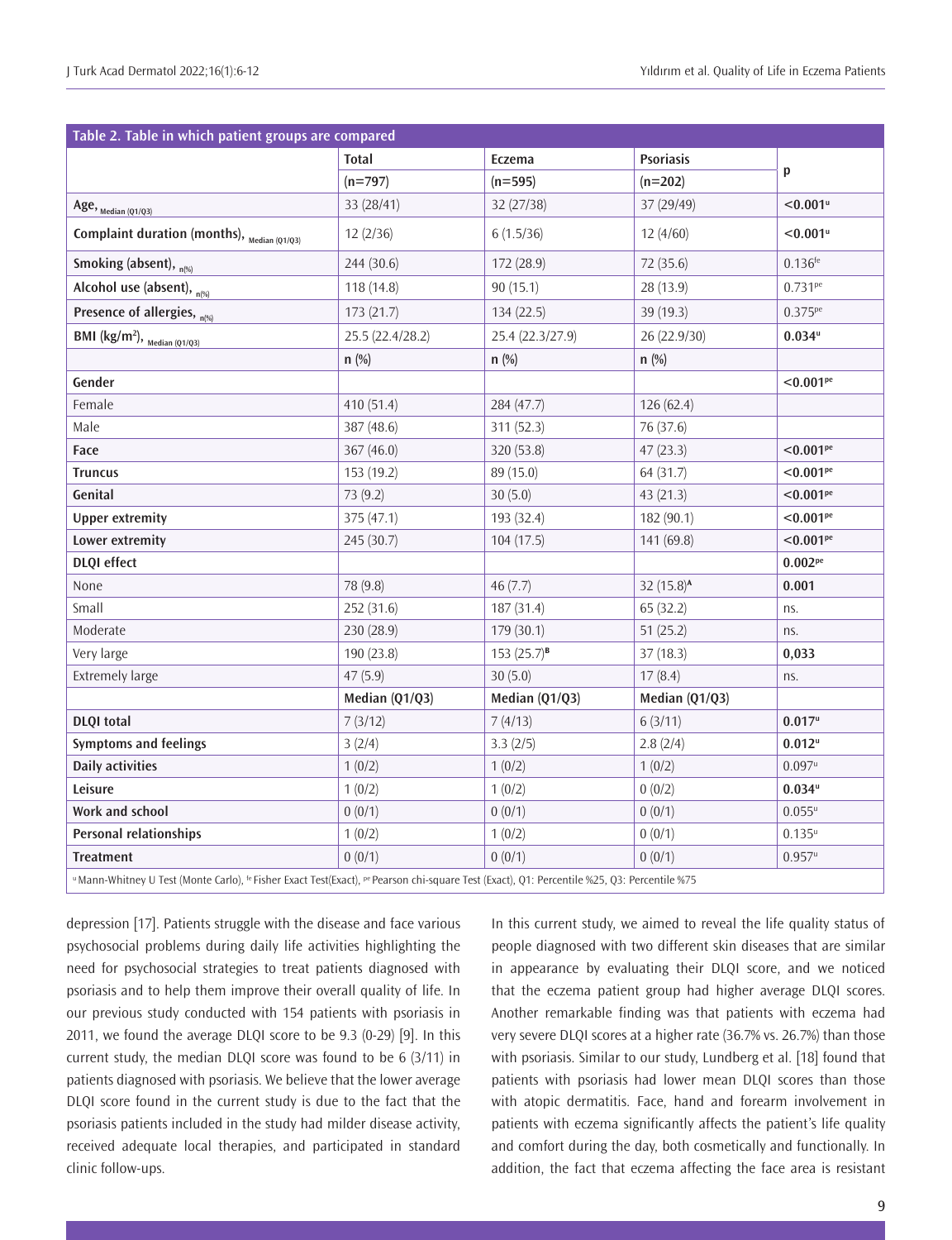**Table 2. Table in which patient groups are compared**

| | Total | Eczema | Psoriasis | p |
|---|---|---|---|---|
| | (n=797) | (n=595) | (n=202) | |
| Age, Median (Q1/Q3) | 33 (28/41) | 32 (27/38) | 37 (29/49) | **<0.001**[u] |
| Complaint duration (months), Median (Q1/Q3) | 12 (2/36) | 6 (1.5/36) | 12 (4/60) | **<0.001**[u] |
| Smoking (absent), n(%) | 244 (30.6) | 172 (28.9) | 72 (35.6) | 0.136[fe] |
| Alcohol use (absent), n(%) | 118 (14.8) | 90 (15.1) | 28 (13.9) | 0.731[pe] |
| Presence of allergies, n(%) | 173 (21.7) | 134 (22.5) | 39 (19.3) | 0.375[pe] |
| BMI (kg/m²), Median (Q1/Q3) | 25.5 (22.4/28.2) | 25.4 (22.3/27.9) | 26 (22.9/30) | **0.034**[u] |
| | n (%) | n (%) | n (%) | |
| **Gender** | | | | **<0.001**[pe] |
| Female | 410 (51.4) | 284 (47.7) | 126 (62.4) | |
| Male | 387 (48.6) | 311 (52.3) | 76 (37.6) | |
| **Face** | 367 (46.0) | 320 (53.8) | 47 (23.3) | **<0.001**[pe] |
| **Truncus** | 153 (19.2) | 89 (15.0) | 64 (31.7) | **<0.001**[pe] |
| **Genital** | 73 (9.2) | 30 (5.0) | 43 (21.3) | **<0.001**[pe] |
| **Upper extremity** | 375 (47.1) | 193 (32.4) | 182 (90.1) | **<0.001**[pe] |
| **Lower extremity** | 245 (30.7) | 104 (17.5) | 141 (69.8) | **<0.001**[pe] |
| **DLQI effect** | | | | **0.002**[pe] |
| None | 78 (9.8) | 46 (7.7) | 32 (15.8)[A] | **0.001** |
| Small | 252 (31.6) | 187 (31.4) | 65 (32.2) | ns. |
| Moderate | 230 (28.9) | 179 (30.1) | 51 (25.2) | ns. |
| Very large | 190 (23.8) | 153 (25.7)[B] | 37 (18.3) | **0,033** |
| Extremely large | 47 (5.9) | 30 (5.0) | 17 (8.4) | ns. |
| | Median (Q1/Q3) | Median (Q1/Q3) | Median (Q1/Q3) | |
| **DLQI total** | 7 (3/12) | 7 (4/13) | 6 (3/11) | **0.017**[u] |
| **Symptoms and feelings** | 3 (2/4) | 3.3 (2/5) | 2.8 (2/4) | **0.012**[u] |
| **Daily activities** | 1 (0/2) | 1 (0/2) | 1 (0/2) | 0.097[u] |
| **Leisure** | 1 (0/2) | 1 (0/2) | 0 (0/2) | **0.034**[u] |
| **Work and school** | 0 (0/1) | 0 (0/1) | 0 (0/1) | 0.055[u] |
| **Personal relationships** | 1 (0/2) | 1 (0/2) | 0 (0/1) | 0.135[u] |
| **Treatment** | 0 (0/1) | 0 (0/1) | 0 (0/1) | 0.957[u] |

[u] Mann-Whitney U Test (Monte Carlo), [fe] Fisher Exact Test(Exact), [pe] Pearson chi-square Test (Exact), Q1: Percentile %25, Q3: Percentile %75

depression [17]. Patients struggle with the disease and face various psychosocial problems during daily life activities highlighting the need for psychosocial strategies to treat patients diagnosed with psoriasis and to help them improve their overall quality of life. In our previous study conducted with 154 patients with psoriasis in 2011, we found the average DLQI score to be 9.3 (0-29) [9]. In this current study, the median DLQI score was found to be 6 (3/11) in patients diagnosed with psoriasis. We believe that the lower average DLQI score found in the current study is due to the fact that the psoriasis patients included in the study had milder disease activity, received adequate local therapies, and participated in standard clinic follow-ups.

In this current study, we aimed to reveal the life quality status of people diagnosed with two different skin diseases that are similar in appearance by evaluating their DLQI score, and we noticed that the eczema patient group had higher average DLQI scores. Another remarkable finding was that patients with eczema had very severe DLQI scores at a higher rate (36.7% vs. 26.7%) than those with psoriasis. Similar to our study, Lundberg et al. [18] found that patients with psoriasis had lower mean DLQI scores than those with atopic dermatitis. Face, hand and forearm involvement in patients with eczema significantly affects the patient's life quality and comfort during the day, both cosmetically and functionally. In addition, the fact that eczema affecting the face area is resistant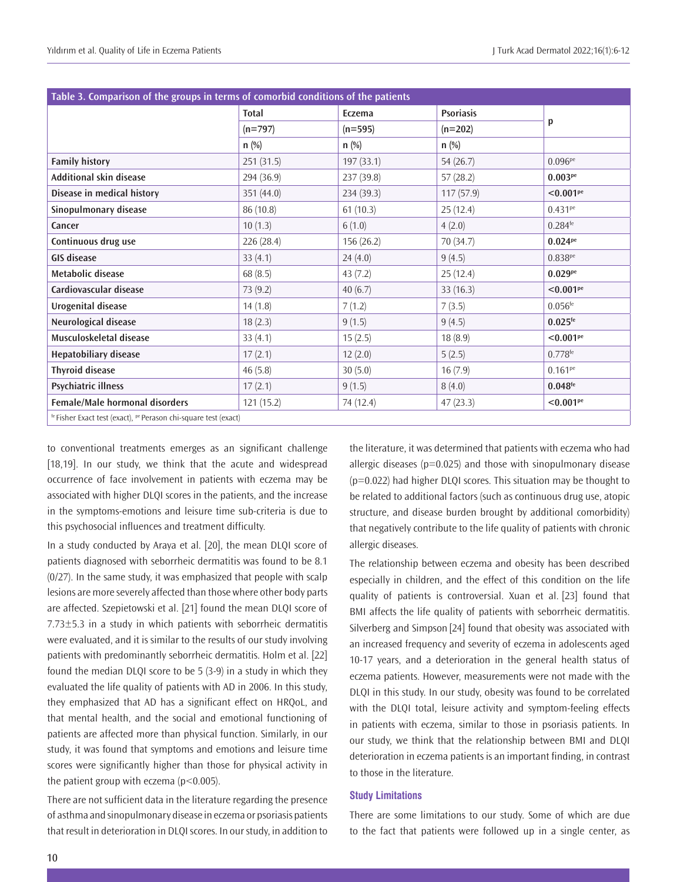**Table 3. Comparison of the groups in terms of comorbid conditions of the patients**

| | Total | Eczema | Psoriasis | p |
|---|---|---|---|---|
| | (n=797) | (n=595) | (n=202) | |
| | n (%) | n (%) | n (%) | |
| **Family history** | 251 (31.5) | 197 (33.1) | 54 (26.7) | 0.096[pe] |
| **Additional skin disease** | 294 (36.9) | 237 (39.8) | 57 (28.2) | **0.003[pe]** |
| **Disease in medical history** | 351 (44.0) | 234 (39.3) | 117 (57.9) | **<0.001[pe]** |
| **Sinopulmonary disease** | 86 (10.8) | 61 (10.3) | 25 (12.4) | 0.431[pe] |
| **Cancer** | 10 (1.3) | 6 (1.0) | 4 (2.0) | 0.284[fe] |
| **Continuous drug use** | 226 (28.4) | 156 (26.2) | 70 (34.7) | **0.024[pe]** |
| **GIS disease** | 33 (4.1) | 24 (4.0) | 9 (4.5) | 0.838[pe] |
| **Metabolic disease** | 68 (8.5) | 43 (7.2) | 25 (12.4) | **0.029[pe]** |
| **Cardiovascular disease** | 73 (9.2) | 40 (6.7) | 33 (16.3) | **<0.001[pe]** |
| **Urogenital disease** | 14 (1.8) | 7 (1.2) | 7 (3.5) | 0.056[fe] |
| **Neurological disease** | 18 (2.3) | 9 (1.5) | 9 (4.5) | **0.025[fe]** |
| **Musculoskeletal disease** | 33 (4.1) | 15 (2.5) | 18 (8.9) | **<0.001[pe]** |
| **Hepatobiliary disease** | 17 (2.1) | 12 (2.0) | 5 (2.5) | 0.778[fe] |
| **Thyroid disease** | 46 (5.8) | 30 (5.0) | 16 (7.9) | 0.161[pe] |
| **Psychiatric illness** | 17 (2.1) | 9 (1.5) | 8 (4.0) | **0.048[fe]** |
| **Female/Male hormonal disorders** | 121 (15.2) | 74 (12.4) | 47 (23.3) | **<0.001[pe]** |

[fe] Fisher Exact test (exact), [pe] Perason chi-square test (exact)

to conventional treatments emerges as an significant challenge [18,19]. In our study, we think that the acute and widespread occurrence of face involvement in patients with eczema may be associated with higher DLQI scores in the patients, and the increase in the symptoms-emotions and leisure time sub-criteria is due to this psychosocial influences and treatment difficulty.

In a study conducted by Araya et al. [20], the mean DLQI score of patients diagnosed with seborrheic dermatitis was found to be 8.1 (0/27). In the same study, it was emphasized that people with scalp lesions are more severely affected than those where other body parts are affected. Szepietowski et al. [21] found the mean DLQI score of 7.73±5.3 in a study in which patients with seborrheic dermatitis were evaluated, and it is similar to the results of our study involving patients with predominantly seborrheic dermatitis. Holm et al. [22] found the median DLQI score to be 5 (3-9) in a study in which they evaluated the life quality of patients with AD in 2006. In this study, they emphasized that AD has a significant effect on HRQoL, and that mental health, and the social and emotional functioning of patients are affected more than physical function. Similarly, in our study, it was found that symptoms and emotions and leisure time scores were significantly higher than those for physical activity in the patient group with eczema ($p<0.005$).

There are not sufficient data in the literature regarding the presence of asthma and sinopulmonary disease in eczema or psoriasis patients that result in deterioration in DLQI scores. In our study, in addition to the literature, it was determined that patients with eczema who had allergic diseases ($p=0.025$) and those with sinopulmonary disease ($p=0.022$) had higher DLQI scores. This situation may be thought to be related to additional factors (such as continuous drug use, atopic structure, and disease burden brought by additional comorbidity) that negatively contribute to the life quality of patients with chronic allergic diseases.

The relationship between eczema and obesity has been described especially in children, and the effect of this condition on the life quality of patients is controversial. Xuan et al. [23] found that BMI affects the life quality of patients with seborrheic dermatitis. Silverberg and Simpson [24] found that obesity was associated with an increased frequency and severity of eczema in adolescents aged 10-17 years, and a deterioration in the general health status of eczema patients. However, measurements were not made with the DLQI in this study. In our study, obesity was found to be correlated with the DLQI total, leisure activity and symptom-feeling effects in patients with eczema, similar to those in psoriasis patients. In our study, we think that the relationship between BMI and DLQI deterioration in eczema patients is an important finding, in contrast to those in the literature.

### Study Limitations

There are some limitations to our study. Some of which are due to the fact that patients were followed up in a single center, as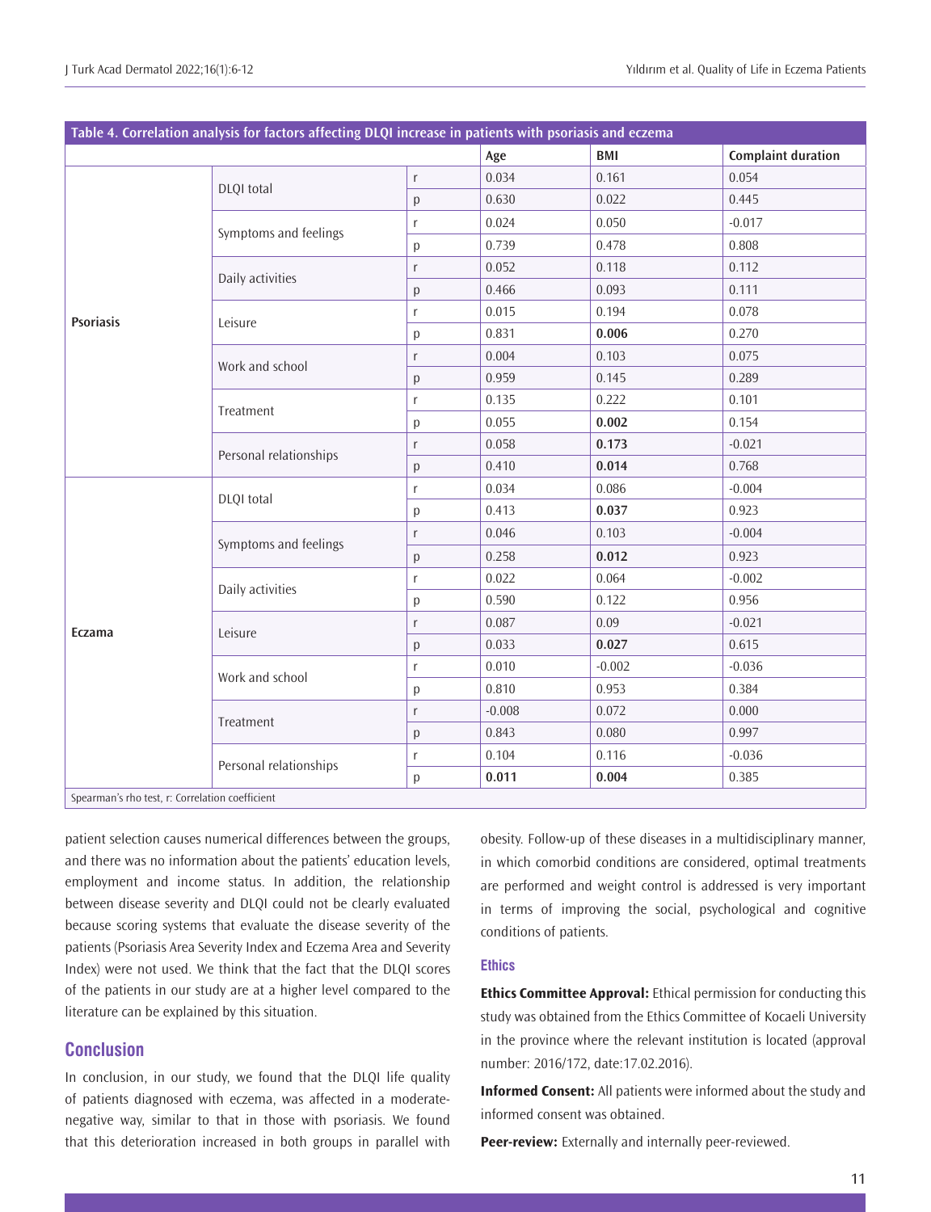**Table 4. Correlation analysis for factors affecting DLQI increase in patients with psoriasis and eczema**

| | | | Age | BMI | Complaint duration |
|---|---|---|---|---|---|
| **Psoriasis** | DLQI total | r | 0.034 | 0.161 | 0.054 |
| | | p | 0.630 | 0.022 | 0.445 |
| | Symptoms and feelings | r | 0.024 | 0.050 | -0.017 |
| | | p | 0.739 | 0.478 | 0.808 |
| | Daily activities | r | 0.052 | 0.118 | 0.112 |
| | | p | 0.466 | 0.093 | 0.111 |
| | Leisure | r | 0.015 | 0.194 | 0.078 |
| | | p | 0.831 | **0.006** | 0.270 |
| | Work and school | r | 0.004 | 0.103 | 0.075 |
| | | p | 0.959 | 0.145 | 0.289 |
| | Treatment | r | 0.135 | 0.222 | 0.101 |
| | | p | 0.055 | **0.002** | 0.154 |
| | Personal relationships | r | 0.058 | **0.173** | -0.021 |
| | | p | 0.410 | **0.014** | 0.768 |
| **Eczama** | DLQI total | r | 0.034 | 0.086 | -0.004 |
| | | p | 0.413 | **0.037** | 0.923 |
| | Symptoms and feelings | r | 0.046 | 0.103 | -0.004 |
| | | p | 0.258 | **0.012** | 0.923 |
| | Daily activities | r | 0.022 | 0.064 | -0.002 |
| | | p | 0.590 | 0.122 | 0.956 |
| | Leisure | r | 0.087 | 0.09 | -0.021 |
| | | p | 0.033 | **0.027** | 0.615 |
| | Work and school | r | 0.010 | -0.002 | -0.036 |
| | | p | 0.810 | 0.953 | 0.384 |
| | Treatment | r | -0.008 | 0.072 | 0.000 |
| | | p | 0.843 | 0.080 | 0.997 |
| | Personal relationships | r | 0.104 | 0.116 | -0.036 |
| | | p | **0.011** | **0.004** | 0.385 |

Spearman's rho test, r: Correlation coefficient

patient selection causes numerical differences between the groups, and there was no information about the patients' education levels, employment and income status. In addition, the relationship between disease severity and DLQI could not be clearly evaluated because scoring systems that evaluate the disease severity of the patients (Psoriasis Area Severity Index and Eczema Area and Severity Index) were not used. We think that the fact that the DLQI scores of the patients in our study are at a higher level compared to the literature can be explained by this situation.

## Conclusion

In conclusion, in our study, we found that the DLQI life quality of patients diagnosed with eczema, was affected in a moderate-negative way, similar to that in those with psoriasis. We found that this deterioration increased in both groups in parallel with obesity. Follow-up of these diseases in a multidisciplinary manner, in which comorbid conditions are considered, optimal treatments are performed and weight control is addressed is very important in terms of improving the social, psychological and cognitive conditions of patients.

### Ethics

**Ethics Committee Approval:** Ethical permission for conducting this study was obtained from the Ethics Committee of Kocaeli University in the province where the relevant institution is located (approval number: 2016/172, date:17.02.2016).

**Informed Consent:** All patients were informed about the study and informed consent was obtained.

**Peer-review:** Externally and internally peer-reviewed.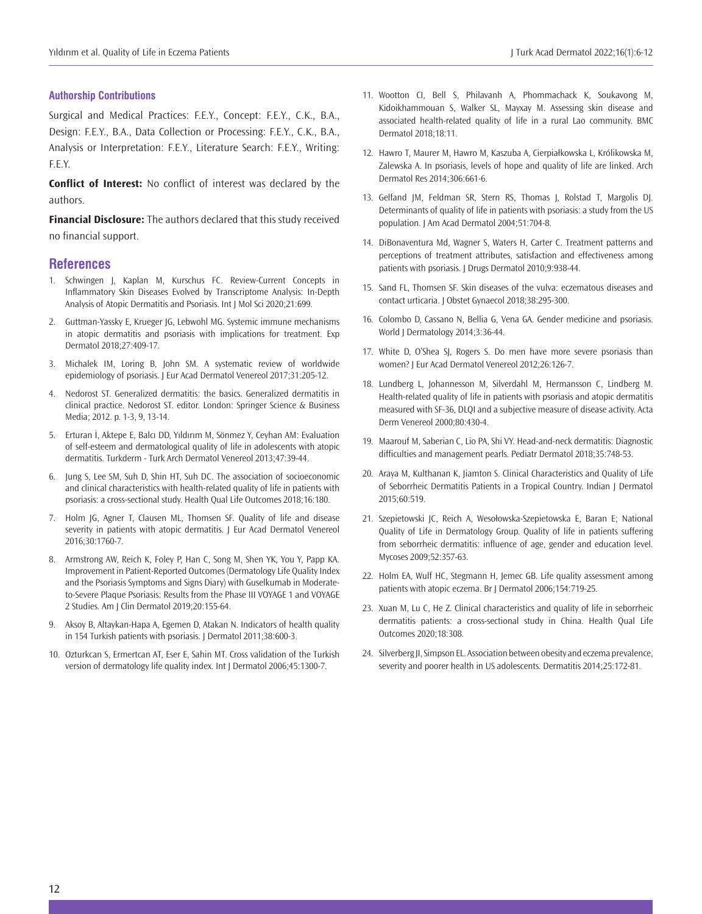### Authorship Contributions

Surgical and Medical Practices: F.E.Y., Concept: F.E.Y., C.K., B.A., Design: F.E.Y., B.A., Data Collection or Processing: F.E.Y., C.K., B.A., Analysis or Interpretation: F.E.Y., Literature Search: F.E.Y., Writing: F.E.Y.

**Conflict of Interest:** No conflict of interest was declared by the authors.

**Financial Disclosure:** The authors declared that this study received no financial support.

## References

1. Schwingen J, Kaplan M, Kurschus FC. Review-Current Concepts in Inflammatory Skin Diseases Evolved by Transcriptome Analysis: In-Depth Analysis of Atopic Dermatitis and Psoriasis. Int J Mol Sci 2020;21:699.
2. Guttman-Yassky E, Krueger JG, Lebwohl MG. Systemic immune mechanisms in atopic dermatitis and psoriasis with implications for treatment. Exp Dermatol 2018;27:409-17.
3. Michalek IM, Loring B, John SM. A systematic review of worldwide epidemiology of psoriasis. J Eur Acad Dermatol Venereol 2017;31:205-12.
4. Nedorost ST. Generalized dermatitis: the basics. Generalized dermatitis in clinical practice. Nedorost ST. editor. London: Springer Science & Business Media; 2012. p. 1-3, 9, 13-14.
5. Erturan İ, Aktepe E, Balcı DD, Yıldırım M, Sönmez Y, Ceyhan AM: Evaluation of self-esteem and dermatological quality of life in adolescents with atopic dermatitis. Turkderm - Turk Arch Dermatol Venereol 2013;47:39-44.
6. Jung S, Lee SM, Suh D, Shin HT, Suh DC. The association of socioeconomic and clinical characteristics with health-related quality of life in patients with psoriasis: a cross-sectional study. Health Qual Life Outcomes 2018;16:180.
7. Holm JG, Agner T, Clausen ML, Thomsen SF. Quality of life and disease severity in patients with atopic dermatitis. J Eur Acad Dermatol Venereol 2016;30:1760-7.
8. Armstrong AW, Reich K, Foley P, Han C, Song M, Shen YK, You Y, Papp KA. Improvement in Patient-Reported Outcomes (Dermatology Life Quality Index and the Psoriasis Symptoms and Signs Diary) with Guselkumab in Moderate-to-Severe Plaque Psoriasis: Results from the Phase III VOYAGE 1 and VOYAGE 2 Studies. Am J Clin Dermatol 2019;20:155-64.
9. Aksoy B, Altaykan-Hapa A, Egemen D, Atakan N. Indicators of health quality in 154 Turkish patients with psoriasis. J Dermatol 2011;38:600-3.
10. Ozturkcan S, Ermertcan AT, Eser E, Sahin MT. Cross validation of the Turkish version of dermatology life quality index. Int J Dermatol 2006;45:1300-7.
11. Wootton CI, Bell S, Philavanh A, Phommachack K, Soukavong M, Kidoikhammouan S, Walker SL, Mayxay M. Assessing skin disease and associated health-related quality of life in a rural Lao community. BMC Dermatol 2018;18:11.
12. Hawro T, Maurer M, Hawro M, Kaszuba A, Cierpiałkowska L, Królikowska M, Zalewska A. In psoriasis, levels of hope and quality of life are linked. Arch Dermatol Res 2014;306:661-6.
13. Gelfand JM, Feldman SR, Stern RS, Thomas J, Rolstad T, Margolis DJ. Determinants of quality of life in patients with psoriasis: a study from the US population. J Am Acad Dermatol 2004;51:704-8.
14. DiBonaventura Md, Wagner S, Waters H, Carter C. Treatment patterns and perceptions of treatment attributes, satisfaction and effectiveness among patients with psoriasis. J Drugs Dermatol 2010;9:938-44.
15. Sand FL, Thomsen SF. Skin diseases of the vulva: eczematous diseases and contact urticaria. J Obstet Gynaecol 2018;38:295-300.
16. Colombo D, Cassano N, Bellia G, Vena GA. Gender medicine and psoriasis. World J Dermatology 2014;3:36-44.
17. White D, O'Shea SJ, Rogers S. Do men have more severe psoriasis than women? J Eur Acad Dermatol Venereol 2012;26:126-7.
18. Lundberg L, Johannesson M, Silverdahl M, Hermansson C, Lindberg M. Health-related quality of life in patients with psoriasis and atopic dermatitis measured with SF-36, DLQI and a subjective measure of disease activity. Acta Derm Venereol 2000;80:430-4.
19. Maarouf M, Saberian C, Lio PA, Shi VY. Head-and-neck dermatitis: Diagnostic difficulties and management pearls. Pediatr Dermatol 2018;35:748-53.
20. Araya M, Kulthanan K, Jiamton S. Clinical Characteristics and Quality of Life of Seborrheic Dermatitis Patients in a Tropical Country. Indian J Dermatol 2015;60:519.
21. Szepietowski JC, Reich A, Wesołowska-Szepietowska E, Baran E; National Quality of Life in Dermatology Group. Quality of life in patients suffering from seborrheic dermatitis: influence of age, gender and education level. Mycoses 2009;52:357-63.
22. Holm EA, Wulf HC, Stegmann H, Jemec GB. Life quality assessment among patients with atopic eczema. Br J Dermatol 2006;154:719-25.
23. Xuan M, Lu C, He Z. Clinical characteristics and quality of life in seborrheic dermatitis patients: a cross-sectional study in China. Health Qual Life Outcomes 2020;18:308.
24. Silverberg JI, Simpson EL. Association between obesity and eczema prevalence, severity and poorer health in US adolescents. Dermatitis 2014;25:172-81.